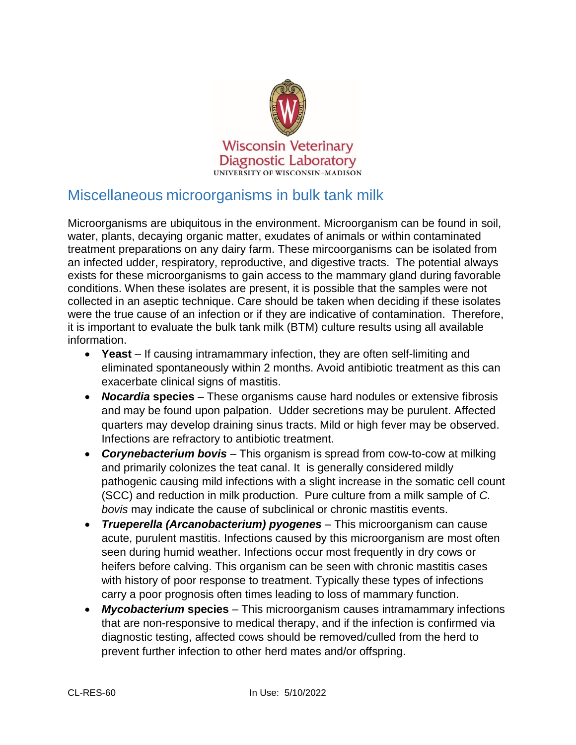Wisconsin Veterinary Diagnostic Laboratory
UNIVERSITY OF WISCONSIN–MADISON

# Miscellaneous microorganisms in bulk tank milk

Microorganisms are ubiquitous in the environment. Microorganism can be found in soil, water, plants, decaying organic matter, exudates of animals or within contaminated treatment preparations on any dairy farm. These mircoorganisms can be isolated from an infected udder, respiratory, reproductive, and digestive tracts. The potential always exists for these microorganisms to gain access to the mammary gland during favorable conditions. When these isolates are present, it is possible that the samples were not collected in an aseptic technique. Care should be taken when deciding if these isolates were the true cause of an infection or if they are indicative of contamination. Therefore, it is important to evaluate the bulk tank milk (BTM) culture results using all available information.

- **Yeast** – If causing intramammary infection, they are often self-limiting and eliminated spontaneously within 2 months. Avoid antibiotic treatment as this can exacerbate clinical signs of mastitis.
- ***Nocardia* species** – These organisms cause hard nodules or extensive fibrosis and may be found upon palpation. Udder secretions may be purulent. Affected quarters may develop draining sinus tracts. Mild or high fever may be observed. Infections are refractory to antibiotic treatment.
- ***Corynebacterium bovis*** – This organism is spread from cow-to-cow at milking and primarily colonizes the teat canal. It is generally considered mildly pathogenic causing mild infections with a slight increase in the somatic cell count (SCC) and reduction in milk production. Pure culture from a milk sample of *C. bovis* may indicate the cause of subclinical or chronic mastitis events.
- ***Trueperella (Arcanobacterium) pyogenes*** – This microorganism can cause acute, purulent mastitis. Infections caused by this microorganism are most often seen during humid weather. Infections occur most frequently in dry cows or heifers before calving. This organism can be seen with chronic mastitis cases with history of poor response to treatment. Typically these types of infections carry a poor prognosis often times leading to loss of mammary function.
- ***Mycobacterium* species** – This microorganism causes intramammary infections that are non-responsive to medical therapy, and if the infection is confirmed via diagnostic testing, affected cows should be removed/culled from the herd to prevent further infection to other herd mates and/or offspring.

CL-RES-60 In Use: 5/10/2022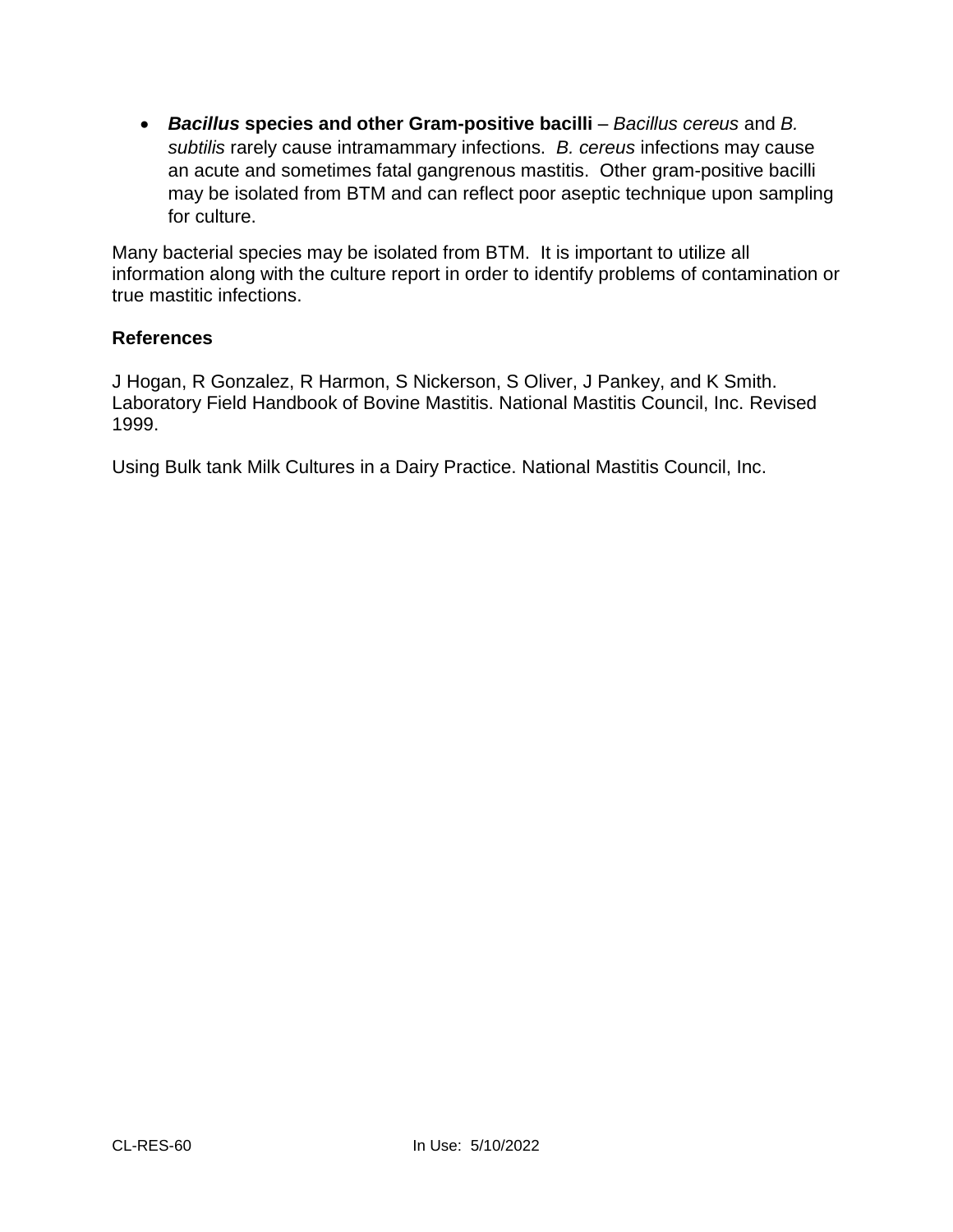- ***Bacillus* species and other Gram-positive bacilli** – *Bacillus cereus* and *B. subtilis* rarely cause intramammary infections. *B. cereus* infections may cause an acute and sometimes fatal gangrenous mastitis. Other gram-positive bacilli may be isolated from BTM and can reflect poor aseptic technique upon sampling for culture.

Many bacterial species may be isolated from BTM. It is important to utilize all information along with the culture report in order to identify problems of contamination or true mastitic infections.

**References**

J Hogan, R Gonzalez, R Harmon, S Nickerson, S Oliver, J Pankey, and K Smith. Laboratory Field Handbook of Bovine Mastitis. National Mastitis Council, Inc. Revised 1999.

Using Bulk tank Milk Cultures in a Dairy Practice. National Mastitis Council, Inc.